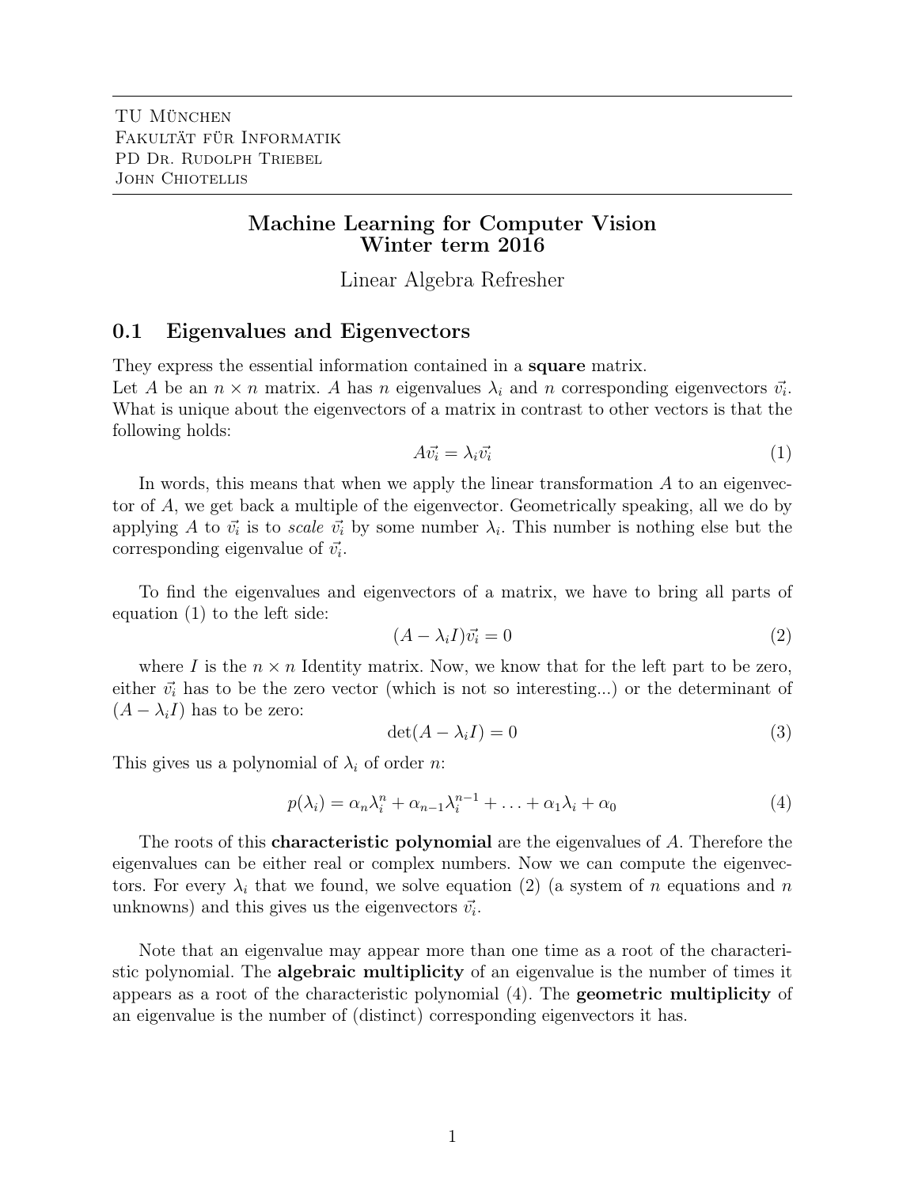TU München
Fakultät für Informatik
PD Dr. Rudolph Triebel
John Chiotellis

# Machine Learning for Computer Vision
# Winter term 2016

Linear Algebra Refresher

## 0.1 Eigenvalues and Eigenvectors

They express the essential information contained in a **square** matrix.
Let $A$ be an $n \times n$ matrix. $A$ has $n$ eigenvalues $\lambda_i$ and $n$ corresponding eigenvectors $\vec{v_i}$. What is unique about the eigenvectors of a matrix in contrast to other vectors is that the following holds:

$$A\vec{v_i} = \lambda_i \vec{v_i} \tag{1}$$

In words, this means that when we apply the linear transformation $A$ to an eigenvector of $A$, we get back a multiple of the eigenvector. Geometrically speaking, all we do by applying $A$ to $\vec{v_i}$ is to *scale* $\vec{v_i}$ by some number $\lambda_i$. This number is nothing else but the corresponding eigenvalue of $\vec{v_i}$.

To find the eigenvalues and eigenvectors of a matrix, we have to bring all parts of equation (1) to the left side:

$$(A - \lambda_i I)\vec{v_i} = 0 \tag{2}$$

where $I$ is the $n \times n$ Identity matrix. Now, we know that for the left part to be zero, either $\vec{v_i}$ has to be the zero vector (which is not so interesting...) or the determinant of $(A - \lambda_i I)$ has to be zero:

$$\det(A - \lambda_i I) = 0 \tag{3}$$

This gives us a polynomial of $\lambda_i$ of order $n$:

$$p(\lambda_i) = \alpha_n \lambda_i^n + \alpha_{n-1}\lambda_i^{n-1} + \ldots + \alpha_1 \lambda_i + \alpha_0 \tag{4}$$

The roots of this **characteristic polynomial** are the eigenvalues of $A$. Therefore the eigenvalues can be either real or complex numbers. Now we can compute the eigenvectors. For every $\lambda_i$ that we found, we solve equation (2) (a system of $n$ equations and $n$ unknowns) and this gives us the eigenvectors $\vec{v_i}$.

Note that an eigenvalue may appear more than one time as a root of the characteristic polynomial. The **algebraic multiplicity** of an eigenvalue is the number of times it appears as a root of the characteristic polynomial (4). The **geometric multiplicity** of an eigenvalue is the number of (distinct) corresponding eigenvectors it has.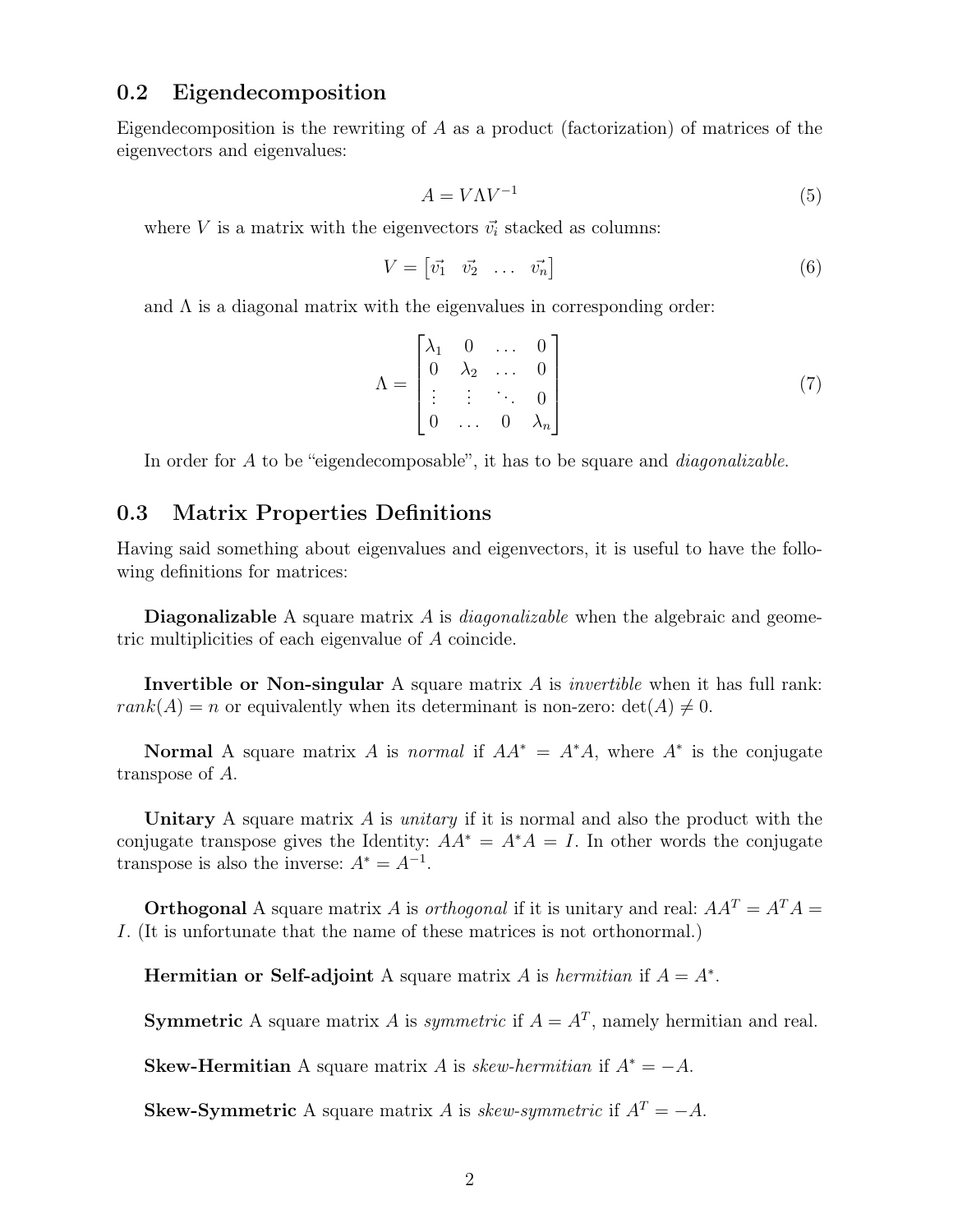## 0.2 Eigendecomposition

Eigendecomposition is the rewriting of $A$ as a product (factorization) of matrices of the eigenvectors and eigenvalues:

$$A = V \Lambda V^{-1} \tag{5}$$

where $V$ is a matrix with the eigenvectors $\vec{v_i}$ stacked as columns:

$$V = \begin{bmatrix} \vec{v_1} & \vec{v_2} & \dots & \vec{v_n} \end{bmatrix} \tag{6}$$

and $\Lambda$ is a diagonal matrix with the eigenvalues in corresponding order:

$$\Lambda = \begin{bmatrix} \lambda_1 & 0 & \dots & 0 \\ 0 & \lambda_2 & \dots & 0 \\ \vdots & \vdots & \ddots & 0 \\ 0 & \dots & 0 & \lambda_n \end{bmatrix} \tag{7}$$

In order for $A$ to be "eigendecomposable", it has to be square and *diagonalizable*.

## 0.3 Matrix Properties Definitions

Having said something about eigenvalues and eigenvectors, it is useful to have the following definitions for matrices:

**Diagonalizable** A square matrix $A$ is *diagonalizable* when the algebraic and geometric multiplicities of each eigenvalue of $A$ coincide.

**Invertible or Non-singular** A square matrix $A$ is *invertible* when it has full rank: $rank(A) = n$ or equivalently when its determinant is non-zero: $\det(A) \neq 0$.

**Normal** A square matrix $A$ is *normal* if $AA^* = A^*A$, where $A^*$ is the conjugate transpose of $A$.

**Unitary** A square matrix $A$ is *unitary* if it is normal and also the product with the conjugate transpose gives the Identity: $AA^* = A^*A = I$. In other words the conjugate transpose is also the inverse: $A^* = A^{-1}$.

**Orthogonal** A square matrix $A$ is *orthogonal* if it is unitary and real: $AA^T = A^TA = I$. (It is unfortunate that the name of these matrices is not orthonormal.)

**Hermitian or Self-adjoint** A square matrix $A$ is *hermitian* if $A = A^*$.

**Symmetric** A square matrix $A$ is *symmetric* if $A = A^T$, namely hermitian and real.

**Skew-Hermitian** A square matrix $A$ is *skew-hermitian* if $A^* = -A$.

**Skew-Symmetric** A square matrix $A$ is *skew-symmetric* if $A^T = -A$.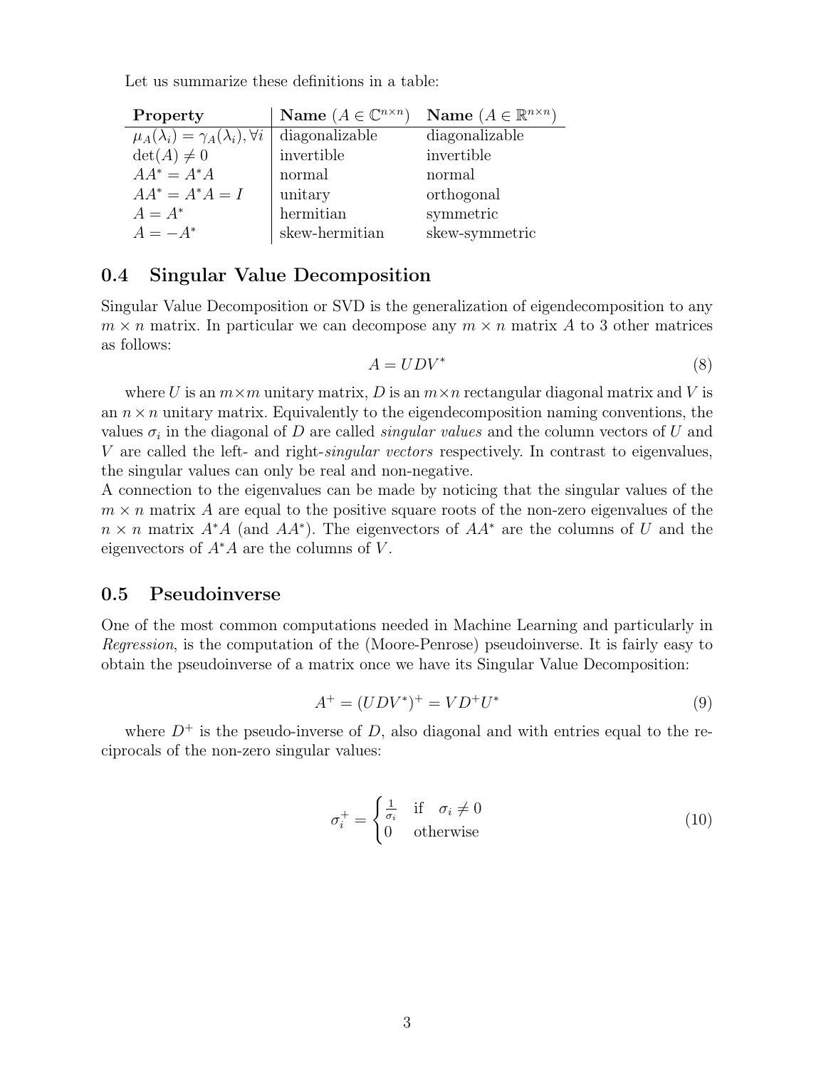Let us summarize these definitions in a table:

| **Property** | **Name** ($A \in \mathbb{C}^{n \times n}$) | **Name** ($A \in \mathbb{R}^{n \times n}$) |
| --- | --- | --- |
| $\mu_A(\lambda_i) = \gamma_A(\lambda_i), \forall i$ | diagonalizable | diagonalizable |
| $\det(A) \neq 0$ | invertible | invertible |
| $AA^* = A^*A$ | normal | normal |
| $AA^* = A^*A = I$ | unitary | orthogonal |
| $A = A^*$ | hermitian | symmetric |
| $A = -A^*$ | skew-hermitian | skew-symmetric |

## 0.4 Singular Value Decomposition

Singular Value Decomposition or SVD is the generalization of eigendecomposition to any $m \times n$ matrix. In particular we can decompose any $m \times n$ matrix $A$ to 3 other matrices as follows:

$$A = UDV^* \tag{8}$$

where $U$ is an $m \times m$ unitary matrix, $D$ is an $m \times n$ rectangular diagonal matrix and $V$ is an $n \times n$ unitary matrix. Equivalently to the eigendecomposition naming conventions, the values $\sigma_i$ in the diagonal of $D$ are called *singular values* and the column vectors of $U$ and $V$ are called the left- and right-*singular vectors* respectively. In contrast to eigenvalues, the singular values can only be real and non-negative.
A connection to the eigenvalues can be made by noticing that the singular values of the $m \times n$ matrix $A$ are equal to the positive square roots of the non-zero eigenvalues of the $n \times n$ matrix $A^*A$ (and $AA^*$). The eigenvectors of $AA^*$ are the columns of $U$ and the eigenvectors of $A^*A$ are the columns of $V$.

## 0.5 Pseudoinverse

One of the most common computations needed in Machine Learning and particularly in *Regression*, is the computation of the (Moore-Penrose) pseudoinverse. It is fairly easy to obtain the pseudoinverse of a matrix once we have its Singular Value Decomposition:

$$A^+ = (UDV^*)^+ = VD^+U^* \tag{9}$$

where $D^+$ is the pseudo-inverse of $D$, also diagonal and with entries equal to the reciprocals of the non-zero singular values:

$$\sigma_i^+ = \begin{cases} \frac{1}{\sigma_i} & \text{if} \quad \sigma_i \neq 0 \\ 0 & \text{otherwise} \end{cases} \tag{10}$$